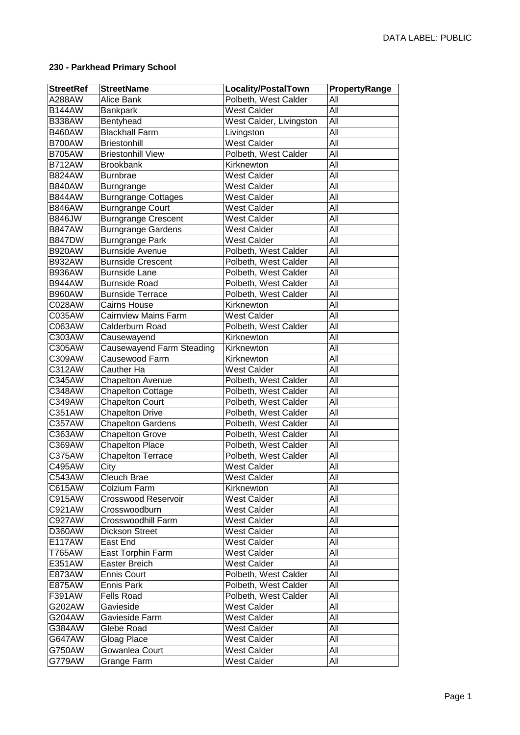**230 - Parkhead Primary School**

| StreetRef | StreetName | Locality/PostalTown | PropertyRange |
|---|---|---|---|
| A288AW | Alice Bank | Polbeth, West Calder | All |
| B144AW | Bankpark | West Calder | All |
| B338AW | Bentyhead | West Calder, Livingston | All |
| B460AW | Blackhall Farm | Livingston | All |
| B700AW | Briestonhill | West Calder | All |
| B705AW | Briestonhill View | Polbeth, West Calder | All |
| B712AW | Brookbank | Kirknewton | All |
| B824AW | Burnbrae | West Calder | All |
| B840AW | Burngrange | West Calder | All |
| B844AW | Burngrange Cottages | West Calder | All |
| B846AW | Burngrange Court | West Calder | All |
| B846JW | Burngrange Crescent | West Calder | All |
| B847AW | Burngrange Gardens | West Calder | All |
| B847DW | Burngrange Park | West Calder | All |
| B920AW | Burnside Avenue | Polbeth, West Calder | All |
| B932AW | Burnside Crescent | Polbeth, West Calder | All |
| B936AW | Burnside Lane | Polbeth, West Calder | All |
| B944AW | Burnside Road | Polbeth, West Calder | All |
| B960AW | Burnside Terrace | Polbeth, West Calder | All |
| C028AW | Cairns House | Kirknewton | All |
| C035AW | Cairnview Mains Farm | West Calder | All |
| C063AW | Calderburn Road | Polbeth, West Calder | All |
| C303AW | Causewayend | Kirknewton | All |
| C305AW | Causewayend Farm Steading | Kirknewton | All |
| C309AW | Causewood Farm | Kirknewton | All |
| C312AW | Cauther Ha | West Calder | All |
| C345AW | Chapelton Avenue | Polbeth, West Calder | All |
| C348AW | Chapelton Cottage | Polbeth, West Calder | All |
| C349AW | Chapelton Court | Polbeth, West Calder | All |
| C351AW | Chapelton Drive | Polbeth, West Calder | All |
| C357AW | Chapelton Gardens | Polbeth, West Calder | All |
| C363AW | Chapelton Grove | Polbeth, West Calder | All |
| C369AW | Chapelton Place | Polbeth, West Calder | All |
| C375AW | Chapelton Terrace | Polbeth, West Calder | All |
| C495AW | City | West Calder | All |
| C543AW | Cleuch Brae | West Calder | All |
| C615AW | Colzium Farm | Kirknewton | All |
| C915AW | Crosswood Reservoir | West Calder | All |
| C921AW | Crosswoodburn | West Calder | All |
| C927AW | Crosswoodhill Farm | West Calder | All |
| D360AW | Dickson Street | West Calder | All |
| E117AW | East End | West Calder | All |
| T765AW | East Torphin Farm | West Calder | All |
| E351AW | Easter Breich | West Calder | All |
| E873AW | Ennis Court | Polbeth, West Calder | All |
| E875AW | Ennis Park | Polbeth, West Calder | All |
| F391AW | Fells Road | Polbeth, West Calder | All |
| G202AW | Gavieside | West Calder | All |
| G204AW | Gavieside Farm | West Calder | All |
| G384AW | Glebe Road | West Calder | All |
| G647AW | Gloag Place | West Calder | All |
| G750AW | Gowanlea Court | West Calder | All |
| G779AW | Grange Farm | West Calder | All |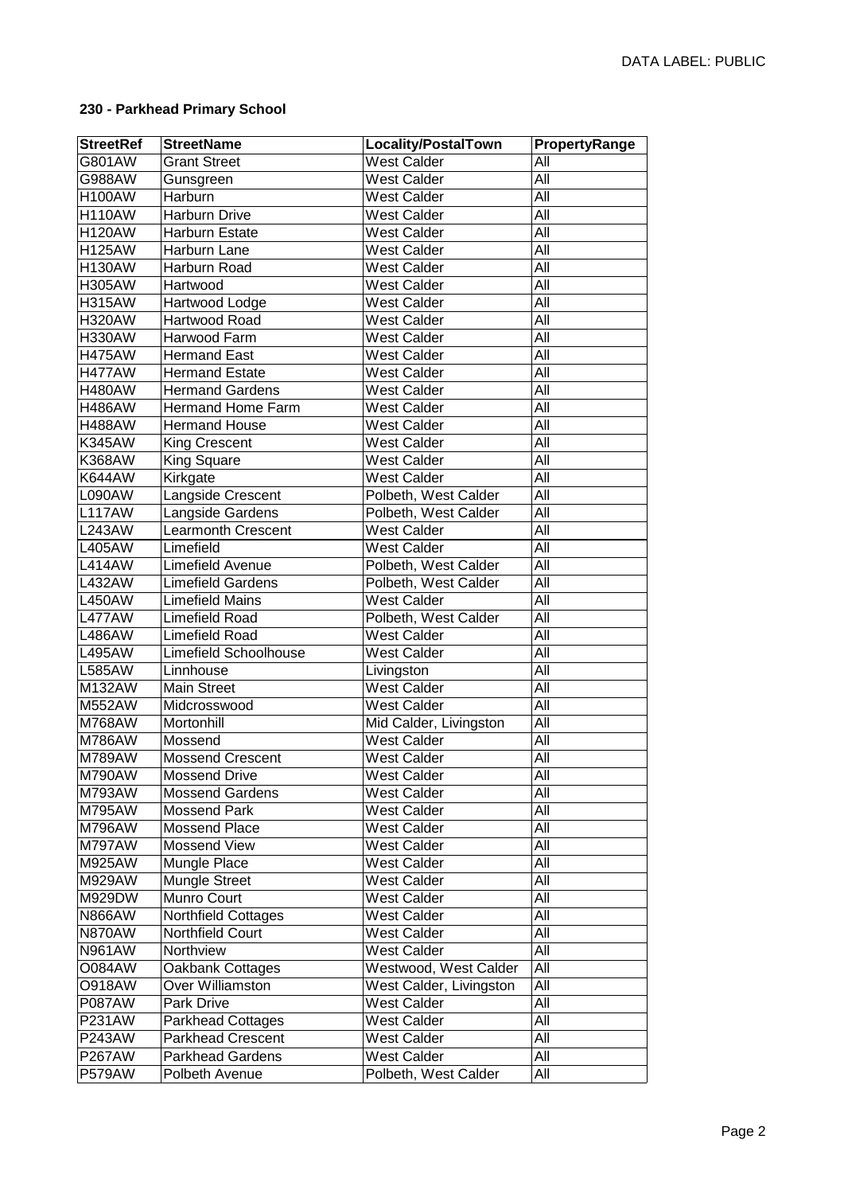**230 - Parkhead Primary School**

| StreetRef | StreetName | Locality/PostalTown | PropertyRange |
|---|---|---|---|
| G801AW | Grant Street | West Calder | All |
| G988AW | Gunsgreen | West Calder | All |
| H100AW | Harburn | West Calder | All |
| H110AW | Harburn Drive | West Calder | All |
| H120AW | Harburn Estate | West Calder | All |
| H125AW | Harburn Lane | West Calder | All |
| H130AW | Harburn Road | West Calder | All |
| H305AW | Hartwood | West Calder | All |
| H315AW | Hartwood Lodge | West Calder | All |
| H320AW | Hartwood Road | West Calder | All |
| H330AW | Harwood Farm | West Calder | All |
| H475AW | Hermand East | West Calder | All |
| H477AW | Hermand Estate | West Calder | All |
| H480AW | Hermand Gardens | West Calder | All |
| H486AW | Hermand Home Farm | West Calder | All |
| H488AW | Hermand House | West Calder | All |
| K345AW | King Crescent | West Calder | All |
| K368AW | King Square | West Calder | All |
| K644AW | Kirkgate | West Calder | All |
| L090AW | Langside Crescent | Polbeth, West Calder | All |
| L117AW | Langside Gardens | Polbeth, West Calder | All |
| L243AW | Learmonth Crescent | West Calder | All |
| L405AW | Limefield | West Calder | All |
| L414AW | Limefield Avenue | Polbeth, West Calder | All |
| L432AW | Limefield Gardens | Polbeth, West Calder | All |
| L450AW | Limefield Mains | West Calder | All |
| L477AW | Limefield Road | Polbeth, West Calder | All |
| L486AW | Limefield Road | West Calder | All |
| L495AW | Limefield Schoolhouse | West Calder | All |
| L585AW | Linnhouse | Livingston | All |
| M132AW | Main Street | West Calder | All |
| M552AW | Midcrosswood | West Calder | All |
| M768AW | Mortonhill | Mid Calder, Livingston | All |
| M786AW | Mossend | West Calder | All |
| M789AW | Mossend Crescent | West Calder | All |
| M790AW | Mossend Drive | West Calder | All |
| M793AW | Mossend Gardens | West Calder | All |
| M795AW | Mossend Park | West Calder | All |
| M796AW | Mossend Place | West Calder | All |
| M797AW | Mossend View | West Calder | All |
| M925AW | Mungle Place | West Calder | All |
| M929AW | Mungle Street | West Calder | All |
| M929DW | Munro Court | West Calder | All |
| N866AW | Northfield Cottages | West Calder | All |
| N870AW | Northfield Court | West Calder | All |
| N961AW | Northview | West Calder | All |
| O084AW | Oakbank Cottages | Westwood, West Calder | All |
| O918AW | Over Williamston | West Calder, Livingston | All |
| P087AW | Park Drive | West Calder | All |
| P231AW | Parkhead Cottages | West Calder | All |
| P243AW | Parkhead Crescent | West Calder | All |
| P267AW | Parkhead Gardens | West Calder | All |
| P579AW | Polbeth Avenue | Polbeth, West Calder | All |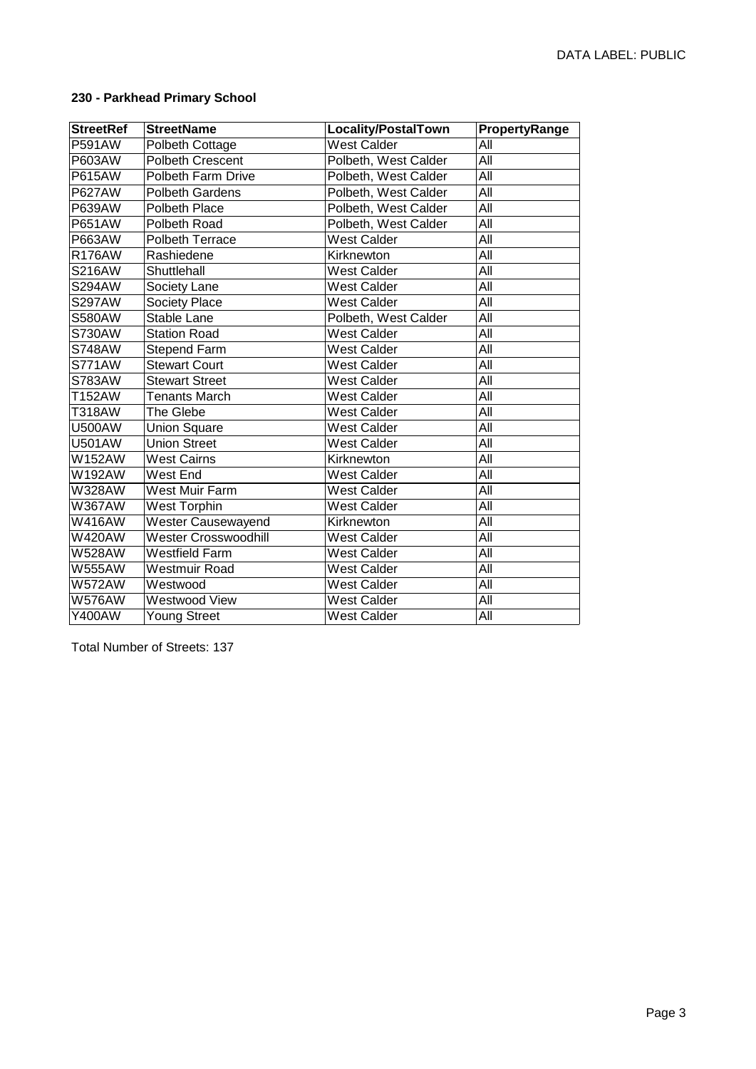**230 - Parkhead Primary School**

| StreetRef | StreetName | Locality/PostalTown | PropertyRange |
|---|---|---|---|
| P591AW | Polbeth Cottage | West Calder | All |
| P603AW | Polbeth Crescent | Polbeth, West Calder | All |
| P615AW | Polbeth Farm Drive | Polbeth, West Calder | All |
| P627AW | Polbeth Gardens | Polbeth, West Calder | All |
| P639AW | Polbeth Place | Polbeth, West Calder | All |
| P651AW | Polbeth Road | Polbeth, West Calder | All |
| P663AW | Polbeth Terrace | West Calder | All |
| R176AW | Rashiedene | Kirknewton | All |
| S216AW | Shuttlehall | West Calder | All |
| S294AW | Society Lane | West Calder | All |
| S297AW | Society Place | West Calder | All |
| S580AW | Stable Lane | Polbeth, West Calder | All |
| S730AW | Station Road | West Calder | All |
| S748AW | Stepend Farm | West Calder | All |
| S771AW | Stewart Court | West Calder | All |
| S783AW | Stewart Street | West Calder | All |
| T152AW | Tenants March | West Calder | All |
| T318AW | The Glebe | West Calder | All |
| U500AW | Union Square | West Calder | All |
| U501AW | Union Street | West Calder | All |
| W152AW | West Cairns | Kirknewton | All |
| W192AW | West End | West Calder | All |
| W328AW | West Muir Farm | West Calder | All |
| W367AW | West Torphin | West Calder | All |
| W416AW | Wester Causewayend | Kirknewton | All |
| W420AW | Wester Crosswoodhill | West Calder | All |
| W528AW | Westfield Farm | West Calder | All |
| W555AW | Westmuir Road | West Calder | All |
| W572AW | Westwood | West Calder | All |
| W576AW | Westwood View | West Calder | All |
| Y400AW | Young Street | West Calder | All |

Total Number of Streets: 137